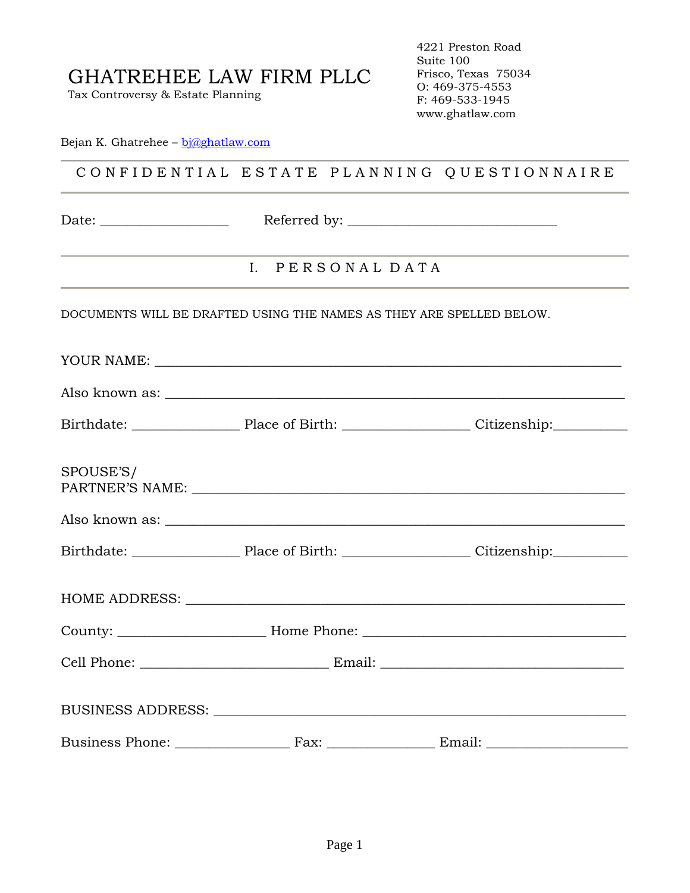# GHATREHEE LAW FIRM PLLC

Tax Controversy & Estate Planning

4221 Preston Road
Suite 100
Frisco, Texas 75034
O: 469-375-4553
F: 469-533-1945
www.ghatlaw.com

Bejan K. Ghatrehee – bj@ghatlaw.com

## CONFIDENTIAL ESTATE PLANNING QUESTIONNAIRE

Date: __________________ Referred by: ______________________________

## I. PERSONAL DATA

DOCUMENTS WILL BE DRAFTED USING THE NAMES AS THEY ARE SPELLED BELOW.

YOUR NAME: ___________________________________________________________________

Also known as: ________________________________________________________________

Birthdate: _______________ Place of Birth: __________________ Citizenship:__________

SPOUSE'S/
PARTNER'S NAME: ______________________________________________________________

Also known as: ________________________________________________________________

Birthdate: _______________ Place of Birth: __________________ Citizenship:__________

HOME ADDRESS: ________________________________________________________________

County: _____________________ Home Phone: _____________________________________

Cell Phone: ___________________________ Email: ___________________________________

BUSINESS ADDRESS: _____________________________________________________________

Business Phone: ________________ Fax: _______________ Email: ____________________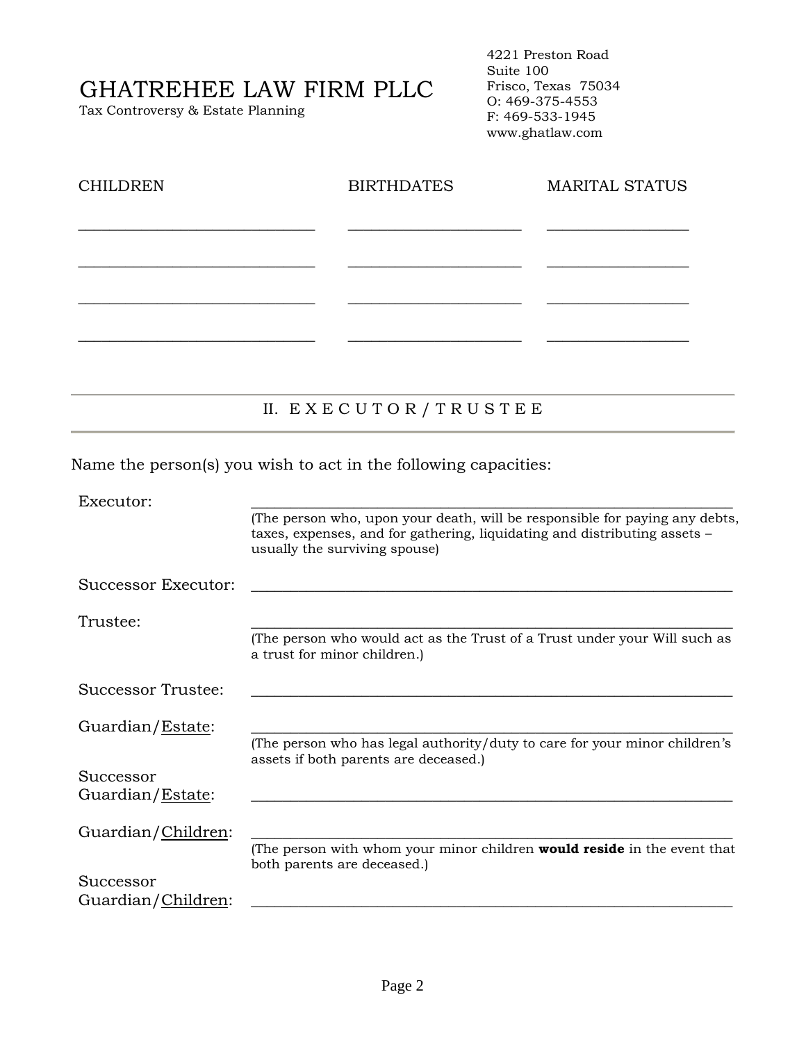# GHATREHEE LAW FIRM PLLC

Tax Controversy & Estate Planning

4221 Preston Road
Suite 100
Frisco, Texas 75034
O: 469-375-4553
F: 469-533-1945
www.ghatlaw.com

| CHILDREN | BIRTHDATES | MARITAL STATUS |
|---|---|---|
| ______________________________ | ______________________ | __________________ |
| ______________________________ | ______________________ | __________________ |
| ______________________________ | ______________________ | __________________ |
| ______________________________ | ______________________ | __________________ |

## II. E X E C U T O R / T R U S T E E

Name the person(s) you wish to act in the following capacities:

Executor: ______________________________________________________________

(The person who, upon your death, will be responsible for paying any debts, taxes, expenses, and for gathering, liquidating and distributing assets – usually the surviving spouse)

Successor Executor: ______________________________________________________________

Trustee: ______________________________________________________________

(The person who would act as the Trust of a Trust under your Will such as a trust for minor children.)

Successor Trustee: ______________________________________________________________

Guardian/Estate: ______________________________________________________________

(The person who has legal authority/duty to care for your minor children's assets if both parents are deceased.)

Successor Guardian/Estate: ______________________________________________________________

Guardian/Children: ______________________________________________________________

(The person with whom your minor children **would reside** in the event that both parents are deceased.)

Successor Guardian/Children: ______________________________________________________________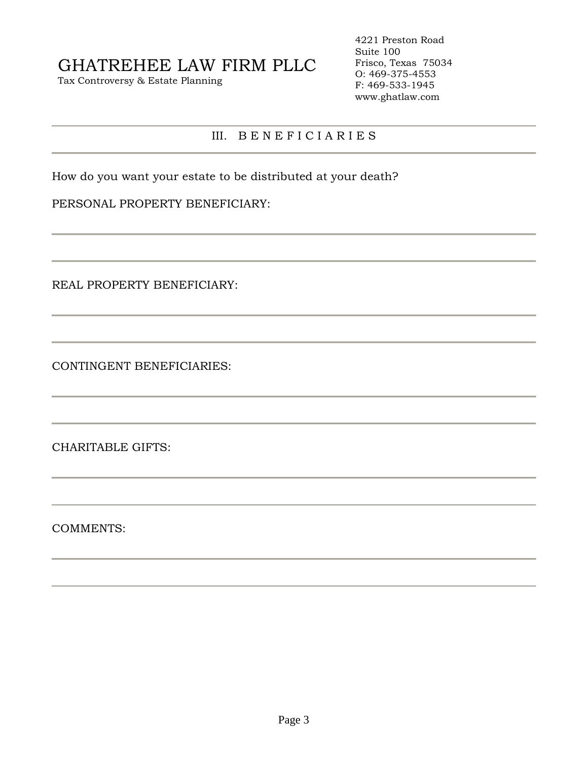# GHATREHEE LAW FIRM PLLC

Tax Controversy & Estate Planning

4221 Preston Road
Suite 100
Frisco, Texas 75034
O: 469-375-4553
F: 469-533-1945
www.ghatlaw.com

---

## III. B E N E F I C I A R I E S

---

How do you want your estate to be distributed at your death?

PERSONAL PROPERTY BENEFICIARY:

---

---

REAL PROPERTY BENEFICIARY:

---

---

CONTINGENT BENEFICIARIES:

---

---

CHARITABLE GIFTS:

---

---

COMMENTS:

---

---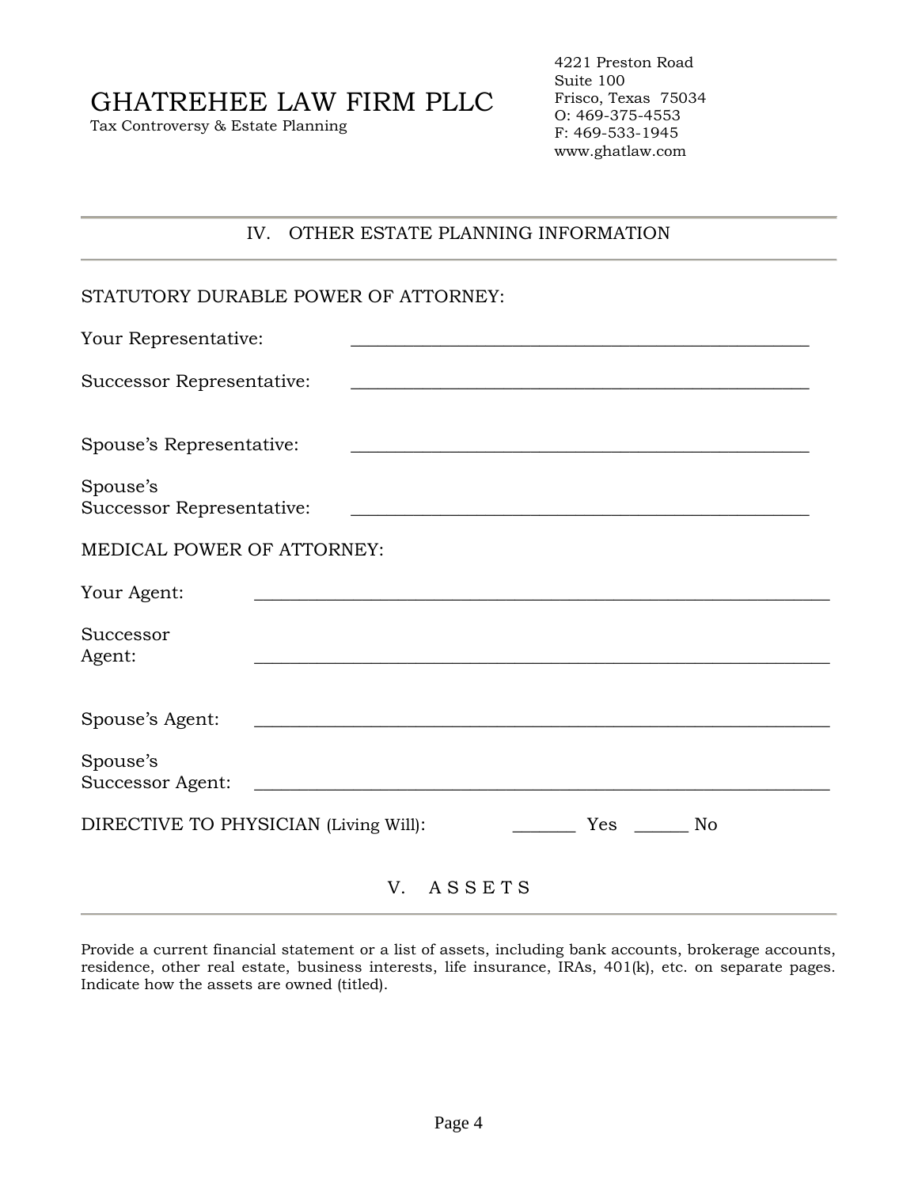GHATREHEE LAW FIRM PLLC
Tax Controversy & Estate Planning

4221 Preston Road
Suite 100
Frisco, Texas 75034
O: 469-375-4553
F: 469-533-1945
www.ghatlaw.com

## IV. OTHER ESTATE PLANNING INFORMATION

STATUTORY DURABLE POWER OF ATTORNEY:

Your Representative: ____________________________________________________

Successor Representative: ____________________________________________________

Spouse's Representative: ____________________________________________________

Spouse's Successor Representative: ____________________________________________________

MEDICAL POWER OF ATTORNEY:

Your Agent: ______________________________________________________________

Successor Agent: ______________________________________________________________

Spouse's Agent: ______________________________________________________________

Spouse's Successor Agent: ______________________________________________________________

DIRECTIVE TO PHYSICIAN (Living Will): _______ Yes ______ No

## V. A S S E T S

Provide a current financial statement or a list of assets, including bank accounts, brokerage accounts, residence, other real estate, business interests, life insurance, IRAs, 401(k), etc. on separate pages. Indicate how the assets are owned (titled).